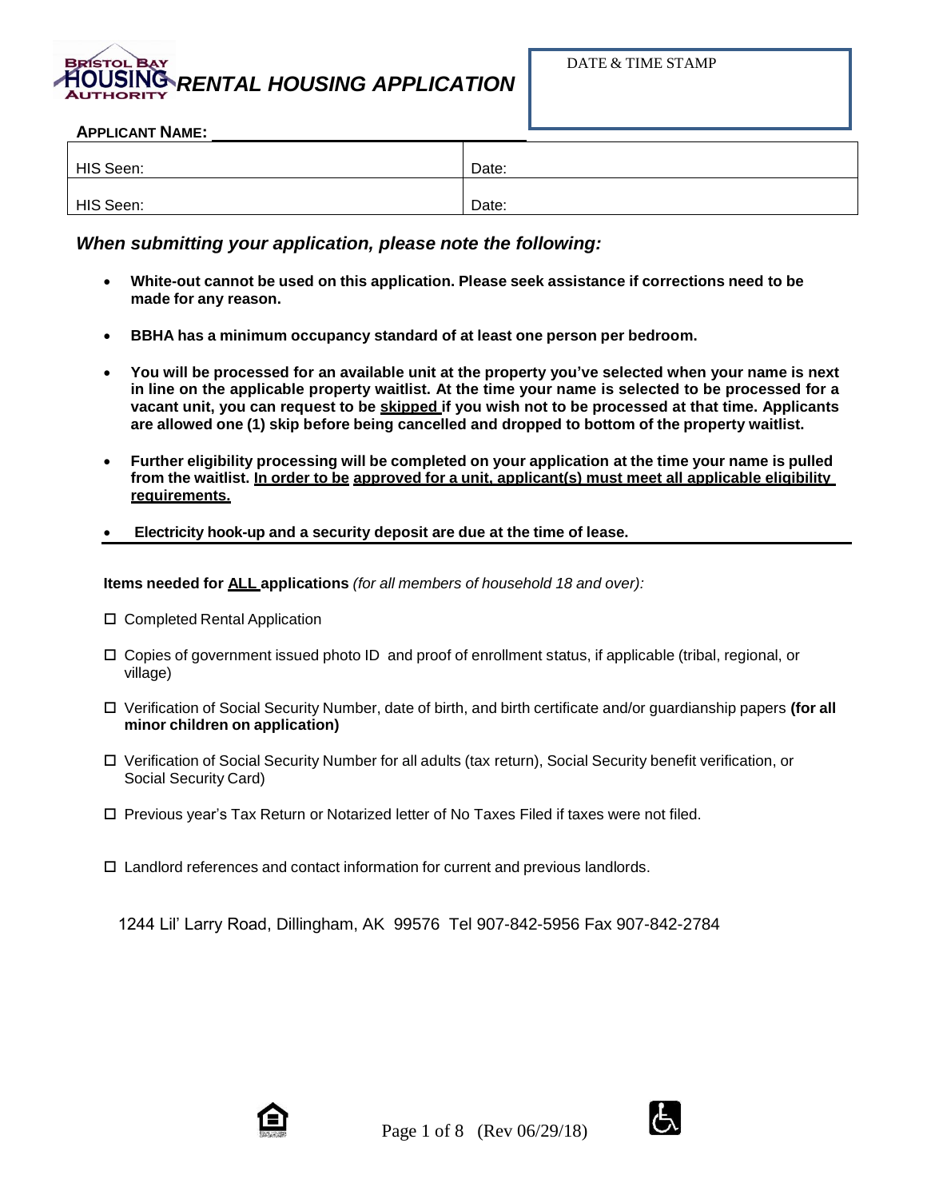# BRISTOL BAY HOUSING AUTHORITY *RENTAL HOUSING APPLICATION*

| DATE & TIME STAMP |
| --- |
| |

**APPLICANT NAME:** ______________________________

| HIS Seen: | Date: |
| --- | --- |
| HIS Seen: | Date: |

### *When submitting your application, please note the following:*

- **White-out cannot be used on this application. Please seek assistance if corrections need to be made for any reason.**
- **BBHA has a minimum occupancy standard of at least one person per bedroom.**
- **You will be processed for an available unit at the property you've selected when your name is next in line on the applicable property waitlist. At the time your name is selected to be processed for a vacant unit, you can request to be <u>skipped</u> if you wish not to be processed at that time. Applicants are allowed one (1) skip before being cancelled and dropped to bottom of the property waitlist.**
- **Further eligibility processing will be completed on your application at the time your name is pulled from the waitlist. <u>In order to be approved for a unit, applicant(s) must meet all applicable eligibility requirements.</u>**
- **Electricity hook-up and a security deposit are due at the time of lease.**

---

**Items needed for <u>ALL</u> applications** *(for all members of household 18 and over):*

- ☐ Completed Rental Application
- ☐ Copies of government issued photo ID and proof of enrollment status, if applicable (tribal, regional, or village)
- ☐ Verification of Social Security Number, date of birth, and birth certificate and/or guardianship papers **(for all minor children on application)**
- ☐ Verification of Social Security Number for all adults (tax return), Social Security benefit verification, or Social Security Card)
- ☐ Previous year's Tax Return or Notarized letter of No Taxes Filed if taxes were not filed.
- ☐ Landlord references and contact information for current and previous landlords.

1244 Lil' Larry Road, Dillingham, AK 99576 Tel 907-842-5956 Fax 907-842-2784

(Rev 06/29/18)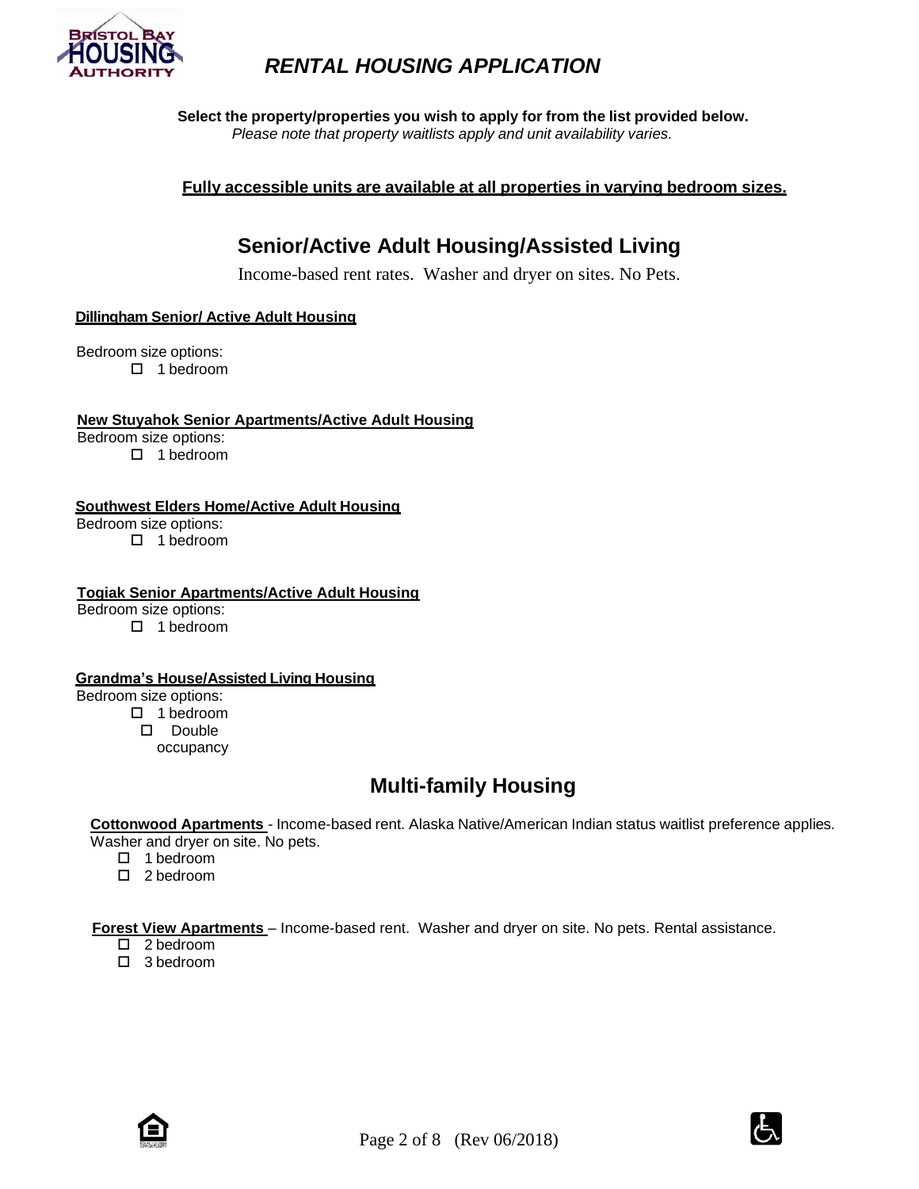# RENTAL HOUSING APPLICATION

**Select the property/properties you wish to apply for from the list provided below.**
*Please note that property waitlists apply and unit availability varies.*

**Fully accessible units are available at all properties in varying bedroom sizes.**

## Senior/Active Adult Housing/Assisted Living

Income-based rent rates. Washer and dryer on sites. No Pets.

**Dillingham Senior/ Active Adult Housing**

Bedroom size options:

- ☐ 1 bedroom

**New Stuyahok Senior Apartments/Active Adult Housing**

Bedroom size options:

- ☐ 1 bedroom

**Southwest Elders Home/Active Adult Housing**

Bedroom size options:

- ☐ 1 bedroom

**Togiak Senior Apartments/Active Adult Housing**

Bedroom size options:

- ☐ 1 bedroom

**Grandma's House/Assisted Living Housing**

Bedroom size options:

- ☐ 1 bedroom
- ☐ Double occupancy

## Multi-family Housing

**Cottonwood Apartments** - Income-based rent. Alaska Native/American Indian status waitlist preference applies. Washer and dryer on site. No pets.

- ☐ 1 bedroom
- ☐ 2 bedroom

**Forest View Apartments** – Income-based rent. Washer and dryer on site. No pets. Rental assistance.

- ☐ 2 bedroom
- ☐ 3 bedroom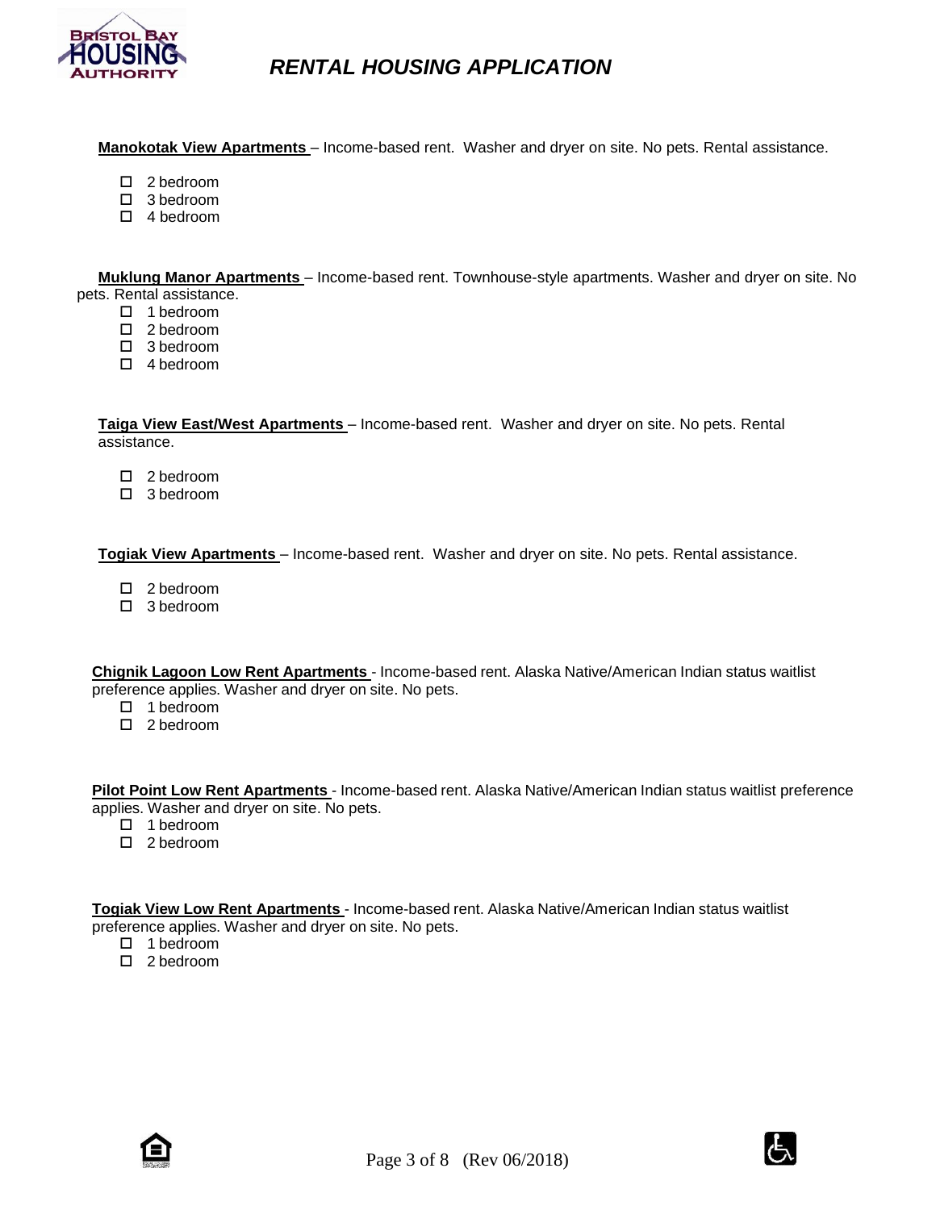# *RENTAL HOUSING APPLICATION*

**Manokotak View Apartments** – Income-based rent. Washer and dryer on site. No pets. Rental assistance.

- ☐ 2 bedroom
- ☐ 3 bedroom
- ☐ 4 bedroom

**Muklung Manor Apartments** – Income-based rent. Townhouse-style apartments. Washer and dryer on site. No pets. Rental assistance.

- ☐ 1 bedroom
- ☐ 2 bedroom
- ☐ 3 bedroom
- ☐ 4 bedroom

**Taiga View East/West Apartments** – Income-based rent. Washer and dryer on site. No pets. Rental assistance.

- ☐ 2 bedroom
- ☐ 3 bedroom

**Togiak View Apartments** – Income-based rent. Washer and dryer on site. No pets. Rental assistance.

- ☐ 2 bedroom
- ☐ 3 bedroom

**Chignik Lagoon Low Rent Apartments** - Income-based rent. Alaska Native/American Indian status waitlist preference applies. Washer and dryer on site. No pets.

- ☐ 1 bedroom
- ☐ 2 bedroom

**Pilot Point Low Rent Apartments** - Income-based rent. Alaska Native/American Indian status waitlist preference applies. Washer and dryer on site. No pets.

- ☐ 1 bedroom
- ☐ 2 bedroom

**Togiak View Low Rent Apartments** - Income-based rent. Alaska Native/American Indian status waitlist preference applies. Washer and dryer on site. No pets.

- ☐ 1 bedroom
- ☐ 2 bedroom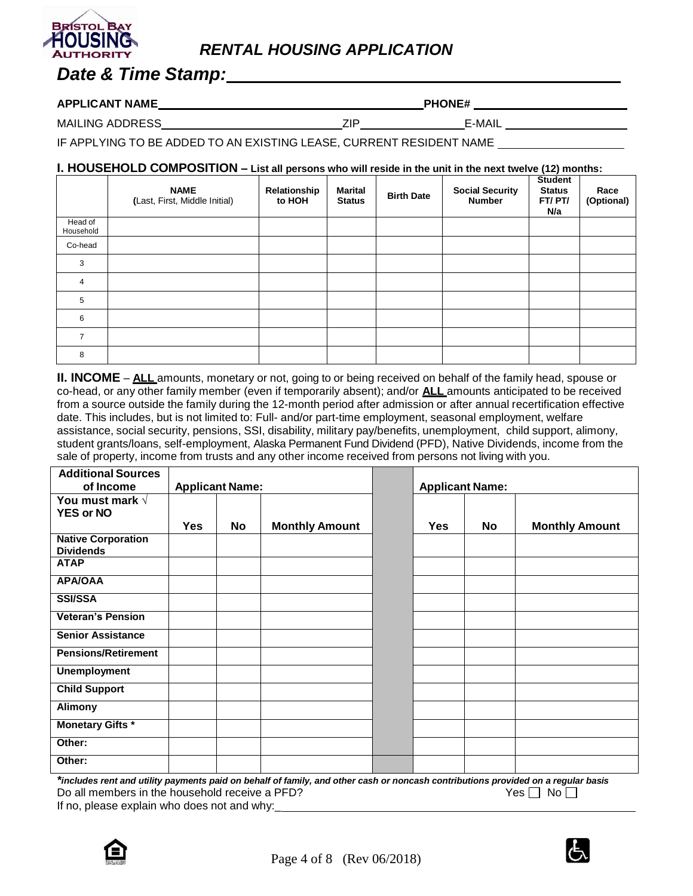# *RENTAL HOUSING APPLICATION*

## *Date & Time Stamp:*\_\_\_\_\_\_\_\_\_\_\_\_\_\_\_\_\_\_\_\_\_\_\_\_\_\_\_\_\_\_\_\_

**APPLICANT NAME**\_\_\_\_\_\_\_\_\_\_\_\_\_\_\_\_\_\_\_\_\_\_\_\_\_\_\_\_\_\_ **PHONE#** \_\_\_\_\_\_\_\_\_\_\_\_\_\_\_\_\_\_\_\_

MAILING ADDRESS\_\_\_\_\_\_\_\_\_\_\_\_\_\_\_\_\_\_\_\_\_\_\_\_ ZIP\_\_\_\_\_\_\_\_\_\_\_\_\_\_ E-MAIL \_\_\_\_\_\_\_\_\_\_\_\_\_\_\_\_\_\_\_\_

IF APPLYING TO BE ADDED TO AN EXISTING LEASE, CURRENT RESIDENT NAME \_\_\_\_\_\_\_\_\_\_\_\_\_\_\_\_\_\_\_\_

### I. HOUSEHOLD COMPOSITION – List all persons who will reside in the unit in the next twelve (12) months:

| | **NAME** (Last, First, Middle Initial) | **Relationship to HOH** | **Marital Status** | **Birth Date** | **Social Security Number** | **Student Status FT/ PT/ N/a** | **Race (Optional)** |
|---|---|---|---|---|---|---|---|
| Head of Household | | | | | | | |
| Co-head | | | | | | | |
| 3 | | | | | | | |
| 4 | | | | | | | |
| 5 | | | | | | | |
| 6 | | | | | | | |
| 7 | | | | | | | |
| 8 | | | | | | | |

**II. INCOME** – **ALL** amounts, monetary or not, going to or being received on behalf of the family head, spouse or co-head, or any other family member (even if temporarily absent); and/or **ALL** amounts anticipated to be received from a source outside the family during the 12-month period after admission or after annual recertification effective date. This includes, but is not limited to: Full- and/or part-time employment, seasonal employment, welfare assistance, social security, pensions, SSI, disability, military pay/benefits, unemployment, child support, alimony, student grants/loans, self-employment, Alaska Permanent Fund Dividend (PFD), Native Dividends, income from the sale of property, income from trusts and any other income received from persons not living with you.

| **Additional Sources of Income** | **Applicant Name:** | | | | **Applicant Name:** | | |
|---|---|---|---|---|---|---|---|
| **You must mark √ YES or NO** | **Yes** | **No** | **Monthly Amount** | | **Yes** | **No** | **Monthly Amount** |
| **Native Corporation Dividends** | | | | | | | |
| **ATAP** | | | | | | | |
| **APA/OAA** | | | | | | | |
| **SSI/SSA** | | | | | | | |
| **Veteran's Pension** | | | | | | | |
| **Senior Assistance** | | | | | | | |
| **Pensions/Retirement** | | | | | | | |
| **Unemployment** | | | | | | | |
| **Child Support** | | | | | | | |
| **Alimony** | | | | | | | |
| **Monetary Gifts \*** | | | | | | | |
| **Other:** | | | | | | | |
| **Other:** | | | | | | | |

***includes rent and utility payments paid on behalf of family, and other cash or noncash contributions provided on a regular basis***

Do all members in the household receive a PFD? Yes ☐ No ☐

If no, please explain who does not and why:\_\_\_\_\_\_\_\_\_\_\_\_\_\_\_\_\_\_\_\_\_\_\_\_\_\_\_\_\_\_\_\_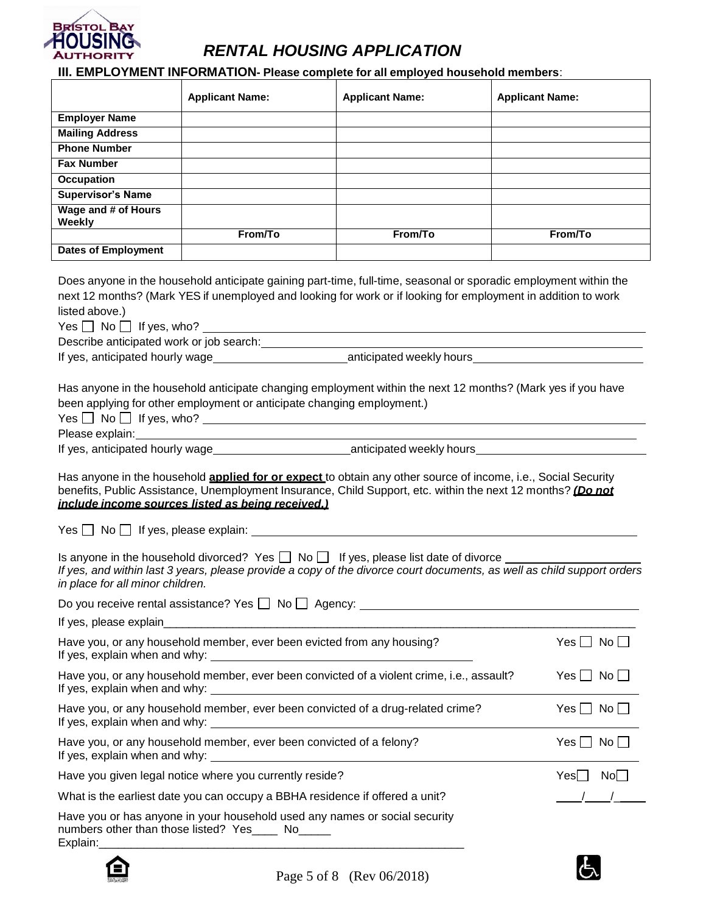# RENTAL HOUSING APPLICATION

### III. EMPLOYMENT INFORMATION- Please complete for all employed household members:

| | **Applicant Name:** | **Applicant Name:** | **Applicant Name:** |
|---|---|---|---|
| **Employer Name** | | | |
| **Mailing Address** | | | |
| **Phone Number** | | | |
| **Fax Number** | | | |
| **Occupation** | | | |
| **Supervisor's Name** | | | |
| **Wage and # of Hours Weekly** | | | |
| | **From/To** | **From/To** | **From/To** |
| **Dates of Employment** | | | |

Does anyone in the household anticipate gaining part-time, full-time, seasonal or sporadic employment within the next 12 months? (Mark YES if unemployed and looking for work or if looking for employment in addition to work listed above.)

Yes ☐ No ☐ If yes, who? ______________________________

Describe anticipated work or job search: ______________________________

If yes, anticipated hourly wage ____________________ anticipated weekly hours ____________________

Has anyone in the household anticipate changing employment within the next 12 months? (Mark yes if you have been applying for other employment or anticipate changing employment.)

Yes ☐ No ☐ If yes, who? ______________________________

Please explain: ______________________________

If yes, anticipated hourly wage ____________________ anticipated weekly hours ____________________

Has anyone in the household **applied for or expect** to obtain any other source of income, i.e., Social Security benefits, Public Assistance, Unemployment Insurance, Child Support, etc. within the next 12 months? ***(Do not include income sources listed as being received.)***

Yes ☐ No ☐ If yes, please explain: ______________________________

Is anyone in the household divorced? Yes ☐ No ☐ If yes, please list date of divorce ____________________
*If yes, and within last 3 years, please provide a copy of the divorce court documents, as well as child support orders in place for all minor children.*

Do you receive rental assistance? Yes ☐ No ☐ Agency: ______________________________

If yes, please explain______________________________

Have you, or any household member, ever been evicted from any housing? Yes ☐ No ☐
If yes, explain when and why: ______________________________

Have you, or any household member, ever been convicted of a violent crime, i.e., assault? Yes ☐ No ☐
If yes, explain when and why: ______________________________

Have you, or any household member, ever been convicted of a drug-related crime? Yes ☐ No ☐
If yes, explain when and why: ______________________________

Have you, or any household member, ever been convicted of a felony? Yes ☐ No ☐
If yes, explain when and why: ______________________________

Have you given legal notice where you currently reside? Yes☐ No☐

What is the earliest date you can occupy a BBHA residence if offered a unit? ____/____/____

Have you or has anyone in your household used any names or social security numbers other than those listed? Yes____ No_____
Explain:______________________________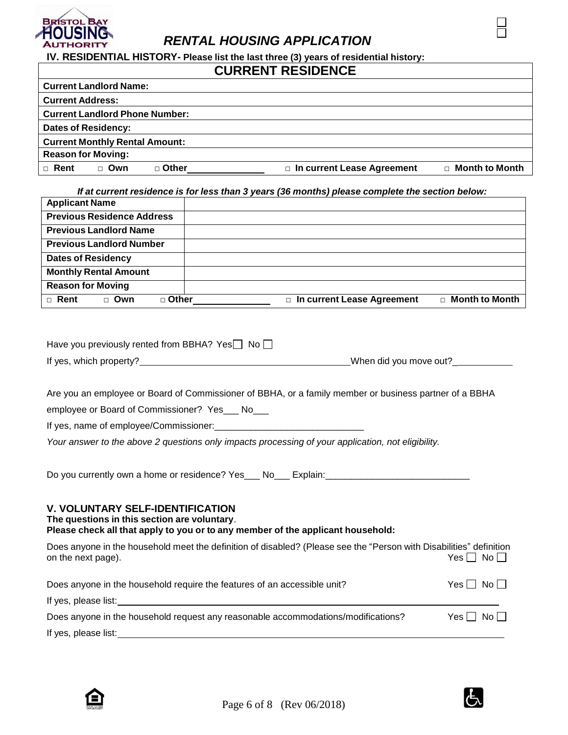# RENTAL HOUSING APPLICATION

**IV. RESIDENTIAL HISTORY- Please list the last three (3) years of residential history:**

| **CURRENT RESIDENCE** | | | | |
|---|---|---|---|---|
| **Current Landlord Name:** | | | | |
| **Current Address:** | | | | |
| **Current Landlord Phone Number:** | | | | |
| **Dates of Residency:** | | | | |
| **Current Monthly Rental Amount:** | | | | |
| **Reason for Moving:** | | | | |
| □ **Rent** | □ **Own** | □ **Other**\_\_\_\_\_\_\_\_\_\_ | □ **In current Lease Agreement** | □ **Month to Month** |

***If at current residence is for less than 3 years (36 months) please complete the section below:***

| **Applicant Name** | | | | |
|---|---|---|---|---|
| **Previous Residence Address** | | | | |
| **Previous Landlord Name** | | | | |
| **Previous Landlord Number** | | | | |
| **Dates of Residency** | | | | |
| **Monthly Rental Amount** | | | | |
| **Reason for Moving** | | | | |
| □ **Rent** | □ **Own** | □ **Other**\_\_\_\_\_\_\_\_\_\_ | □ **In current Lease Agreement** | □ **Month to Month** |

Have you previously rented from BBHA? Yes☐ No ☐

If yes, which property?\_\_\_\_\_\_\_\_\_\_\_\_\_\_\_\_\_\_\_\_\_\_\_\_\_\_\_\_\_\_\_\_\_\_\_\_\_\_\_\_When did you move out?\_\_\_\_\_\_\_\_\_\_\_\_

Are you an employee or Board of Commissioner of BBHA, or a family member or business partner of a BBHA employee or Board of Commissioner? Yes\_\_\_ No\_\_\_

If yes, name of employee/Commissioner:\_\_\_\_\_\_\_\_\_\_\_\_\_\_\_\_\_\_\_\_\_\_\_\_\_\_\_\_\_

*Your answer to the above 2 questions only impacts processing of your application, not eligibility.*

Do you currently own a home or residence? Yes\_\_\_ No\_\_\_ Explain:\_\_\_\_\_\_\_\_\_\_\_\_\_\_\_\_\_\_\_\_\_\_\_\_\_\_\_\_

## V. VOLUNTARY SELF-IDENTIFICATION

**The questions in this section are voluntary**.

**Please check all that apply to you or to any member of the applicant household:**

Does anyone in the household meet the definition of disabled? (Please see the "Person with Disabilities" definition on the next page). Yes ☐ No ☐

Does anyone in the household require the features of an accessible unit? Yes ☐ No ☐

If yes, please list:\_\_\_\_\_\_\_\_\_\_\_\_\_\_\_\_\_\_\_\_\_\_\_\_\_\_\_\_\_\_\_\_\_\_\_\_\_\_\_\_

Does anyone in the household request any reasonable accommodations/modifications? Yes ☐ No ☐

If yes, please list:\_\_\_\_\_\_\_\_\_\_\_\_\_\_\_\_\_\_\_\_\_\_\_\_\_\_\_\_\_\_\_\_\_\_\_\_\_\_\_\_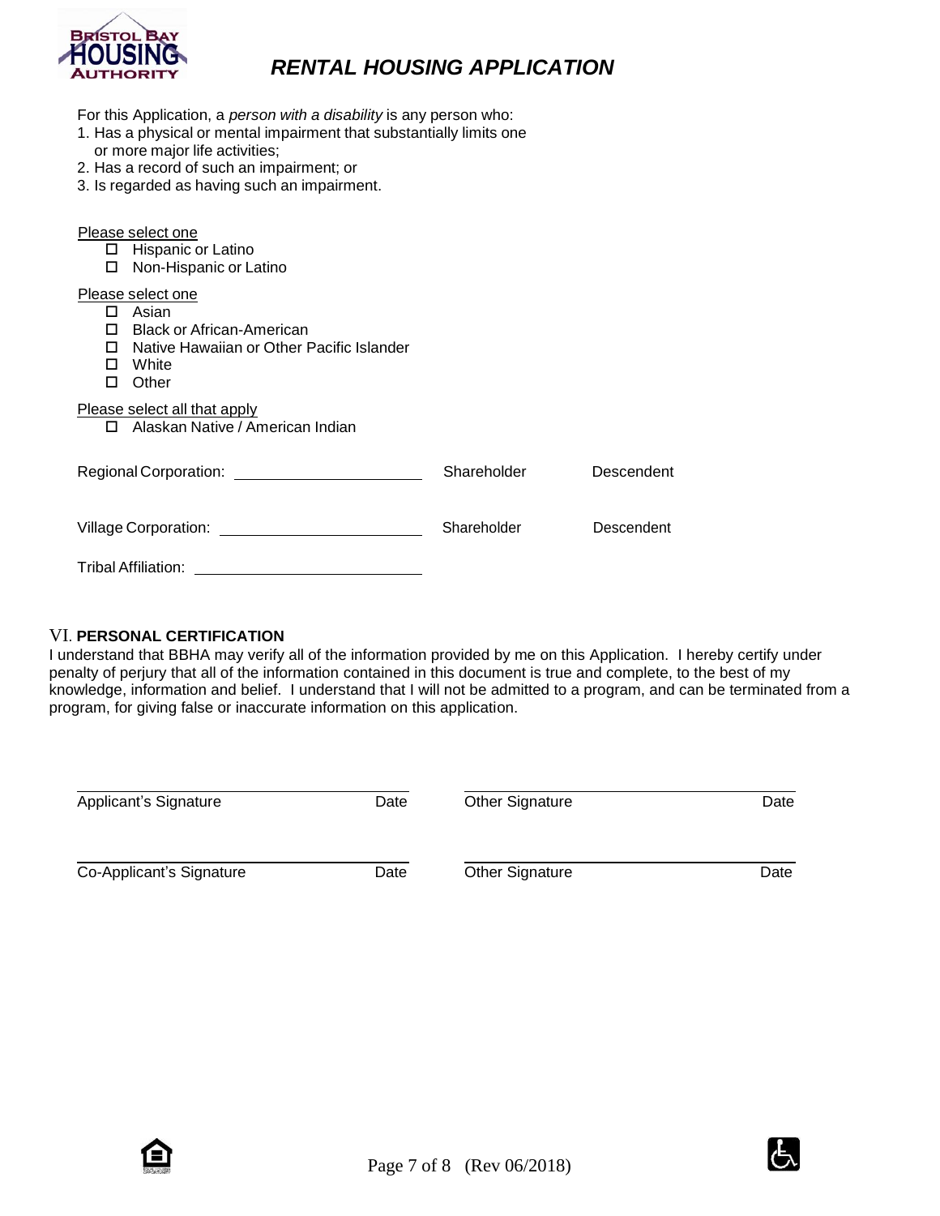# RENTAL HOUSING APPLICATION

For this Application, a *person with a disability* is any person who:

1. Has a physical or mental impairment that substantially limits one or more major life activities;
2. Has a record of such an impairment; or
3. Is regarded as having such an impairment.

Please select one

- ☐ Hispanic or Latino
- ☐ Non-Hispanic or Latino

Please select one

- ☐ Asian
- ☐ Black or African-American
- ☐ Native Hawaiian or Other Pacific Islander
- ☐ White
- ☐ Other

Please select all that apply

- ☐ Alaskan Native / American Indian

Regional Corporation: ______________________ Shareholder Descendent

Village Corporation: ______________________ Shareholder Descendent

Tribal Affiliation: ______________________

## VI. PERSONAL CERTIFICATION

I understand that BBHA may verify all of the information provided by me on this Application. I hereby certify under penalty of perjury that all of the information contained in this document is true and complete, to the best of my knowledge, information and belief. I understand that I will not be admitted to a program, and can be terminated from a program, for giving false or inaccurate information on this application.

| | | | |
|---|---|---|---|
| Applicant's Signature | Date | Other Signature | Date |
| Co-Applicant's Signature | Date | Other Signature | Date |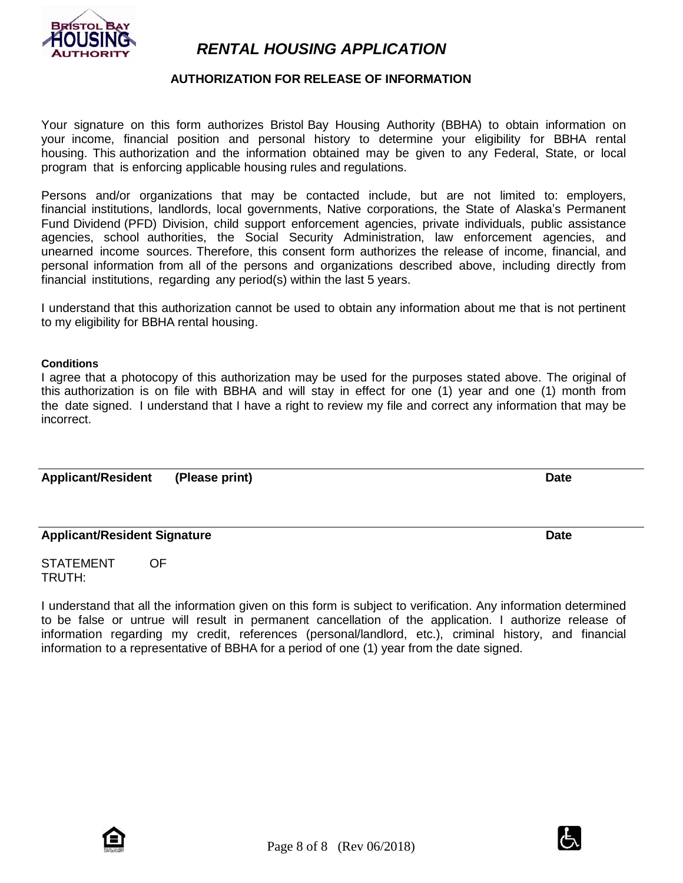# *RENTAL HOUSING APPLICATION*

## AUTHORIZATION FOR RELEASE OF INFORMATION

Your signature on this form authorizes Bristol Bay Housing Authority (BBHA) to obtain information on your income, financial position and personal history to determine your eligibility for BBHA rental housing. This authorization and the information obtained may be given to any Federal, State, or local program that is enforcing applicable housing rules and regulations.

Persons and/or organizations that may be contacted include, but are not limited to: employers, financial institutions, landlords, local governments, Native corporations, the State of Alaska's Permanent Fund Dividend (PFD) Division, child support enforcement agencies, private individuals, public assistance agencies, school authorities, the Social Security Administration, law enforcement agencies, and unearned income sources. Therefore, this consent form authorizes the release of income, financial, and personal information from all of the persons and organizations described above, including directly from financial institutions, regarding any period(s) within the last 5 years.

I understand that this authorization cannot be used to obtain any information about me that is not pertinent to my eligibility for BBHA rental housing.

**Conditions**

I agree that a photocopy of this authorization may be used for the purposes stated above. The original of this authorization is on file with BBHA and will stay in effect for one (1) year and one (1) month from the date signed. I understand that I have a right to review my file and correct any information that may be incorrect.

**Applicant/Resident (Please print)** **Date**

**Applicant/Resident Signature** **Date**

STATEMENT OF TRUTH:

I understand that all the information given on this form is subject to verification. Any information determined to be false or untrue will result in permanent cancellation of the application. I authorize release of information regarding my credit, references (personal/landlord, etc.), criminal history, and financial information to a representative of BBHA for a period of one (1) year from the date signed.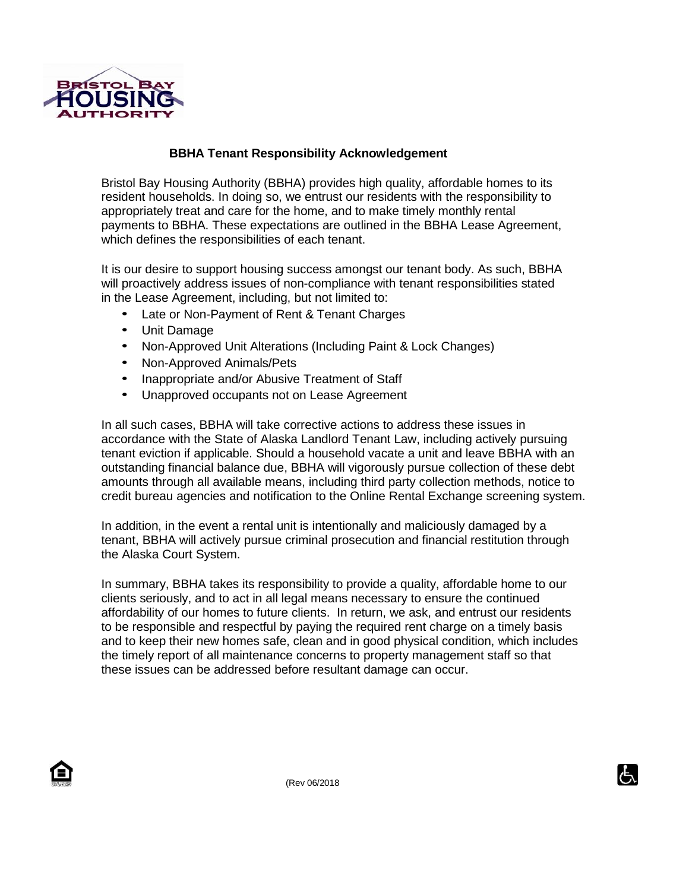**BRISTOL BAY HOUSING AUTHORITY**

## BBHA Tenant Responsibility Acknowledgement

Bristol Bay Housing Authority (BBHA) provides high quality, affordable homes to its resident households. In doing so, we entrust our residents with the responsibility to appropriately treat and care for the home, and to make timely monthly rental payments to BBHA. These expectations are outlined in the BBHA Lease Agreement, which defines the responsibilities of each tenant.

It is our desire to support housing success amongst our tenant body. As such, BBHA will proactively address issues of non-compliance with tenant responsibilities stated in the Lease Agreement, including, but not limited to:

- Late or Non-Payment of Rent & Tenant Charges
- Unit Damage
- Non-Approved Unit Alterations (Including Paint & Lock Changes)
- Non-Approved Animals/Pets
- Inappropriate and/or Abusive Treatment of Staff
- Unapproved occupants not on Lease Agreement

In all such cases, BBHA will take corrective actions to address these issues in accordance with the State of Alaska Landlord Tenant Law, including actively pursuing tenant eviction if applicable. Should a household vacate a unit and leave BBHA with an outstanding financial balance due, BBHA will vigorously pursue collection of these debt amounts through all available means, including third party collection methods, notice to credit bureau agencies and notification to the Online Rental Exchange screening system.

In addition, in the event a rental unit is intentionally and maliciously damaged by a tenant, BBHA will actively pursue criminal prosecution and financial restitution through the Alaska Court System.

In summary, BBHA takes its responsibility to provide a quality, affordable home to our clients seriously, and to act in all legal means necessary to ensure the continued affordability of our homes to future clients. In return, we ask, and entrust our residents to be responsible and respectful by paying the required rent charge on a timely basis and to keep their new homes safe, clean and in good physical condition, which includes the timely report of all maintenance concerns to property management staff so that these issues can be addressed before resultant damage can occur.

(Rev 06/2018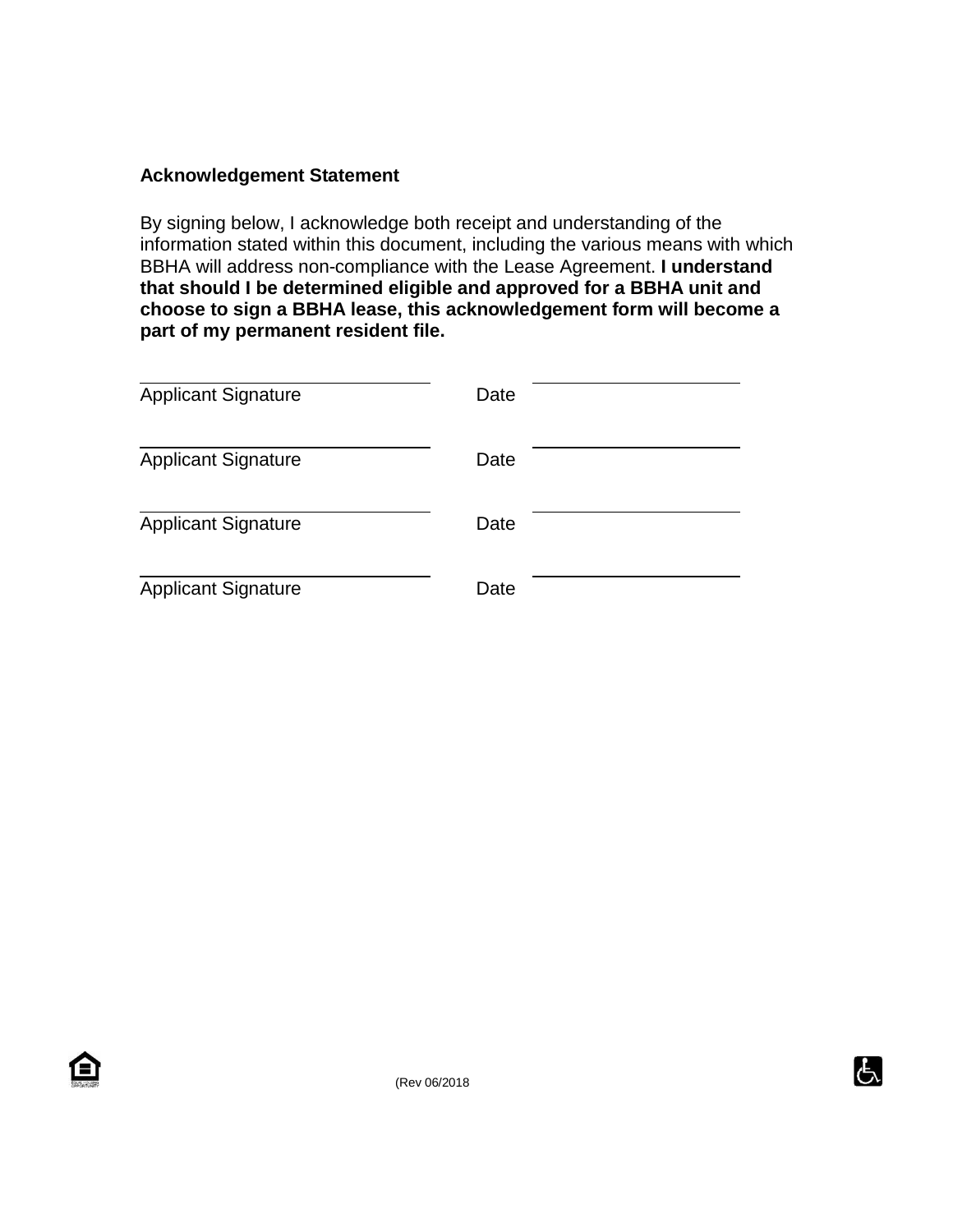**Acknowledgement Statement**

By signing below, I acknowledge both receipt and understanding of the information stated within this document, including the various means with which BBHA will address non-compliance with the Lease Agreement. **I understand that should I be determined eligible and approved for a BBHA unit and choose to sign a BBHA lease, this acknowledgement form will become a part of my permanent resident file.**

______________________________ Date ______________________
Applicant Signature

______________________________ Date ______________________
Applicant Signature

______________________________ Date ______________________
Applicant Signature

______________________________ Date ______________________
Applicant Signature

(Rev 06/2018